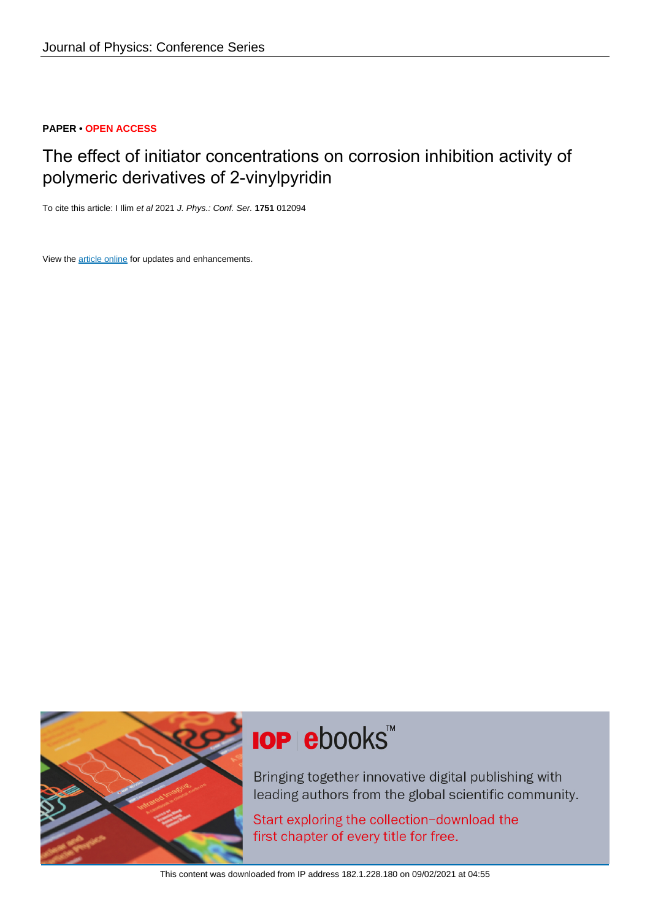**PAPER • OPEN ACCESS**

# The effect of initiator concentrations on corrosion inhibition activity of polymeric derivatives of 2-vinylpyridin

To cite this article: I Ilim *et al* 2021 *J. Phys.: Conf. Ser.* **1751** 012094

View the article online for updates and enhancements.

This content was downloaded from IP address 182.1.228.180 on 09/02/2021 at 04:55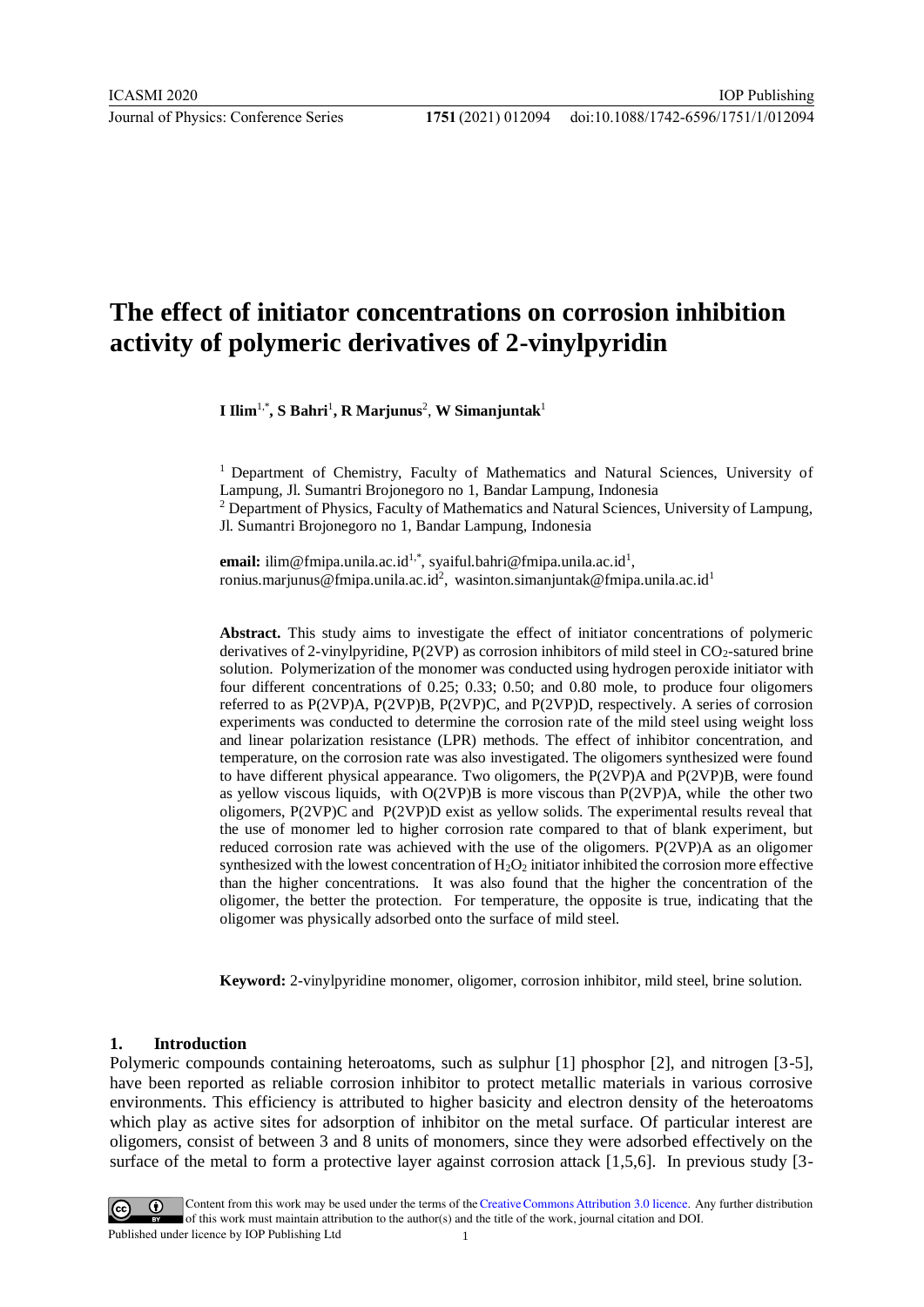# The effect of initiator concentrations on corrosion inhibition activity of polymeric derivatives of 2-vinylpyridin

**I Ilim**[1,*]**, S Bahri**[1]**, R Marjunus**[2], **W Simanjuntak**[1]

[1] Department of Chemistry, Faculty of Mathematics and Natural Sciences, University of Lampung, Jl. Sumantri Brojonegoro no 1, Bandar Lampung, Indonesia

[2] Department of Physics, Faculty of Mathematics and Natural Sciences, University of Lampung, Jl. Sumantri Brojonegoro no 1, Bandar Lampung, Indonesia

**email:** ilim@fmipa.unila.ac.id[1,*], syaiful.bahri@fmipa.unila.ac.id[1], ronius.marjunus@fmipa.unila.ac.id[2], wasinton.simanjuntak@fmipa.unila.ac.id[1]

**Abstract.** This study aims to investigate the effect of initiator concentrations of polymeric derivatives of 2-vinylpyridine, P(2VP) as corrosion inhibitors of mild steel in $CO_2$-satured brine solution. Polymerization of the monomer was conducted using hydrogen peroxide initiator with four different concentrations of 0.25; 0.33; 0.50; and 0.80 mole, to produce four oligomers referred to as P(2VP)A, P(2VP)B, P(2VP)C, and P(2VP)D, respectively. A series of corrosion experiments was conducted to determine the corrosion rate of the mild steel using weight loss and linear polarization resistance (LPR) methods. The effect of inhibitor concentration, and temperature, on the corrosion rate was also investigated. The oligomers synthesized were found to have different physical appearance. Two oligomers, the P(2VP)A and P(2VP)B, were found as yellow viscous liquids, with O(2VP)B is more viscous than P(2VP)A, while the other two oligomers, P(2VP)C and P(2VP)D exist as yellow solids. The experimental results reveal that the use of monomer led to higher corrosion rate compared to that of blank experiment, but reduced corrosion rate was achieved with the use of the oligomers. P(2VP)A as an oligomer synthesized with the lowest concentration of $H_2O_2$ initiator inhibited the corrosion more effective than the higher concentrations. It was also found that the higher the concentration of the oligomer, the better the protection. For temperature, the opposite is true, indicating that the oligomer was physically adsorbed onto the surface of mild steel.

**Keyword:** 2-vinylpyridine monomer, oligomer, corrosion inhibitor, mild steel, brine solution.

## 1. Introduction

Polymeric compounds containing heteroatoms, such as sulphur [1] phosphor [2], and nitrogen [3-5], have been reported as reliable corrosion inhibitor to protect metallic materials in various corrosive environments. This efficiency is attributed to higher basicity and electron density of the heteroatoms which play as active sites for adsorption of inhibitor on the metal surface. Of particular interest are oligomers, consist of between 3 and 8 units of monomers, since they were adsorbed effectively on the surface of the metal to form a protective layer against corrosion attack [1,5,6]. In previous study [3-

Content from this work may be used under the terms of the Creative Commons Attribution 3.0 licence. Any further distribution of this work must maintain attribution to the author(s) and the title of the work, journal citation and DOI.

Published under licence by IOP Publishing Ltd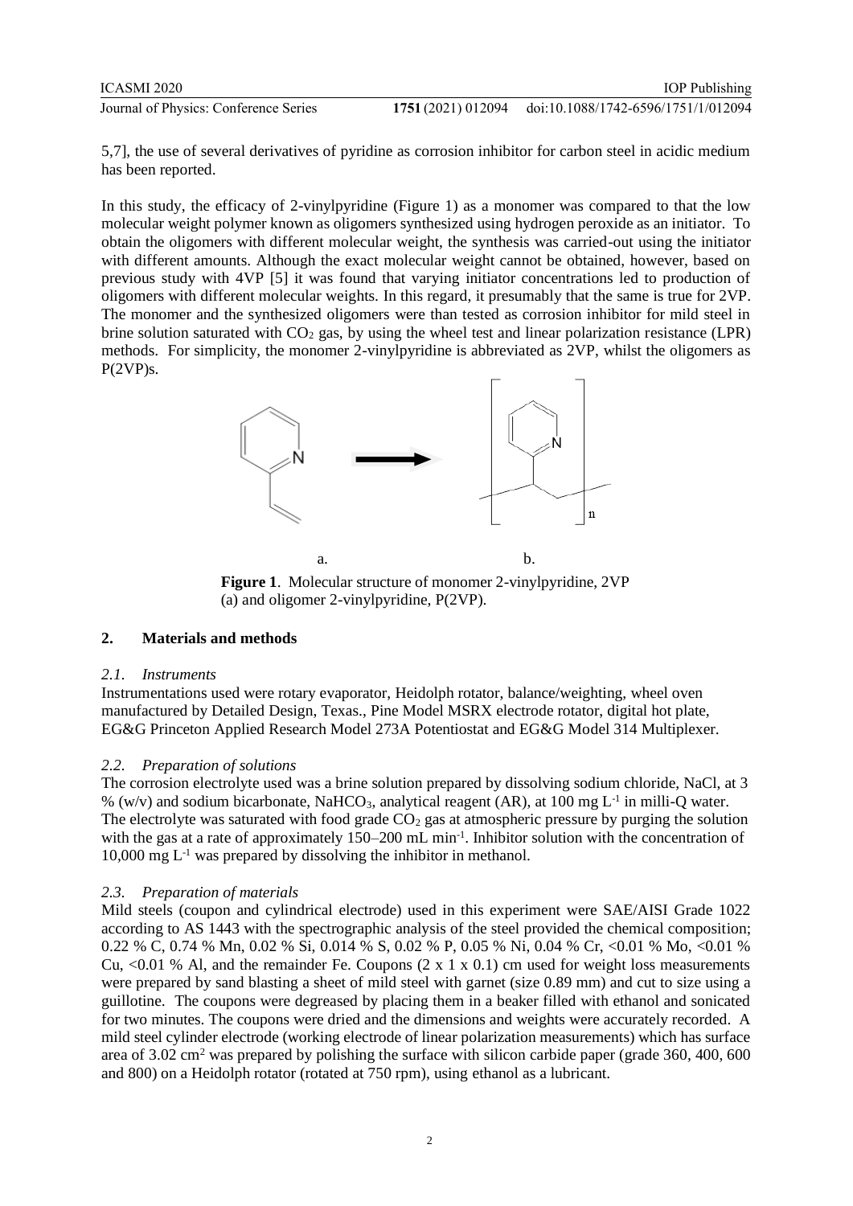5,7], the use of several derivatives of pyridine as corrosion inhibitor for carbon steel in acidic medium has been reported.

In this study, the efficacy of 2-vinylpyridine (Figure 1) as a monomer was compared to that the low molecular weight polymer known as oligomers synthesized using hydrogen peroxide as an initiator. To obtain the oligomers with different molecular weight, the synthesis was carried-out using the initiator with different amounts. Although the exact molecular weight cannot be obtained, however, based on previous study with 4VP [5] it was found that varying initiator concentrations led to production of oligomers with different molecular weights. In this regard, it presumably that the same is true for 2VP. The monomer and the synthesized oligomers were than tested as corrosion inhibitor for mild steel in brine solution saturated with $CO_2$ gas, by using the wheel test and linear polarization resistance (LPR) methods. For simplicity, the monomer 2-vinylpyridine is abbreviated as 2VP, whilst the oligomers as P(2VP)s.

a. b.

**Figure 1**. Molecular structure of monomer 2-vinylpyridine, 2VP (a) and oligomer 2-vinylpyridine, P(2VP).

## 2. Materials and methods

### *2.1. Instruments*

Instrumentations used were rotary evaporator, Heidolph rotator, balance/weighting, wheel oven manufactured by Detailed Design, Texas., Pine Model MSRX electrode rotator, digital hot plate, EG&G Princeton Applied Research Model 273A Potentiostat and EG&G Model 314 Multiplexer.

### *2.2. Preparation of solutions*

The corrosion electrolyte used was a brine solution prepared by dissolving sodium chloride, NaCl, at 3 % (w/v) and sodium bicarbonate, $NaHCO_3$, analytical reagent (AR), at 100 mg $L^{-1}$ in milli-Q water. The electrolyte was saturated with food grade $CO_2$ gas at atmospheric pressure by purging the solution with the gas at a rate of approximately 150–200 mL $min^{-1}$. Inhibitor solution with the concentration of 10,000 mg $L^{-1}$ was prepared by dissolving the inhibitor in methanol.

### *2.3. Preparation of materials*

Mild steels (coupon and cylindrical electrode) used in this experiment were SAE/AISI Grade 1022 according to AS 1443 with the spectrographic analysis of the steel provided the chemical composition; 0.22 % C, 0.74 % Mn, 0.02 % Si, 0.014 % S, 0.02 % P, 0.05 % Ni, 0.04 % Cr, <0.01 % Mo, <0.01 % Cu, <0.01 % Al, and the remainder Fe. Coupons (2 x 1 x 0.1) cm used for weight loss measurements were prepared by sand blasting a sheet of mild steel with garnet (size 0.89 mm) and cut to size using a guillotine. The coupons were degreased by placing them in a beaker filled with ethanol and sonicated for two minutes. The coupons were dried and the dimensions and weights were accurately recorded. A mild steel cylinder electrode (working electrode of linear polarization measurements) which has surface area of 3.02 $cm^2$ was prepared by polishing the surface with silicon carbide paper (grade 360, 400, 600 and 800) on a Heidolph rotator (rotated at 750 rpm), using ethanol as a lubricant.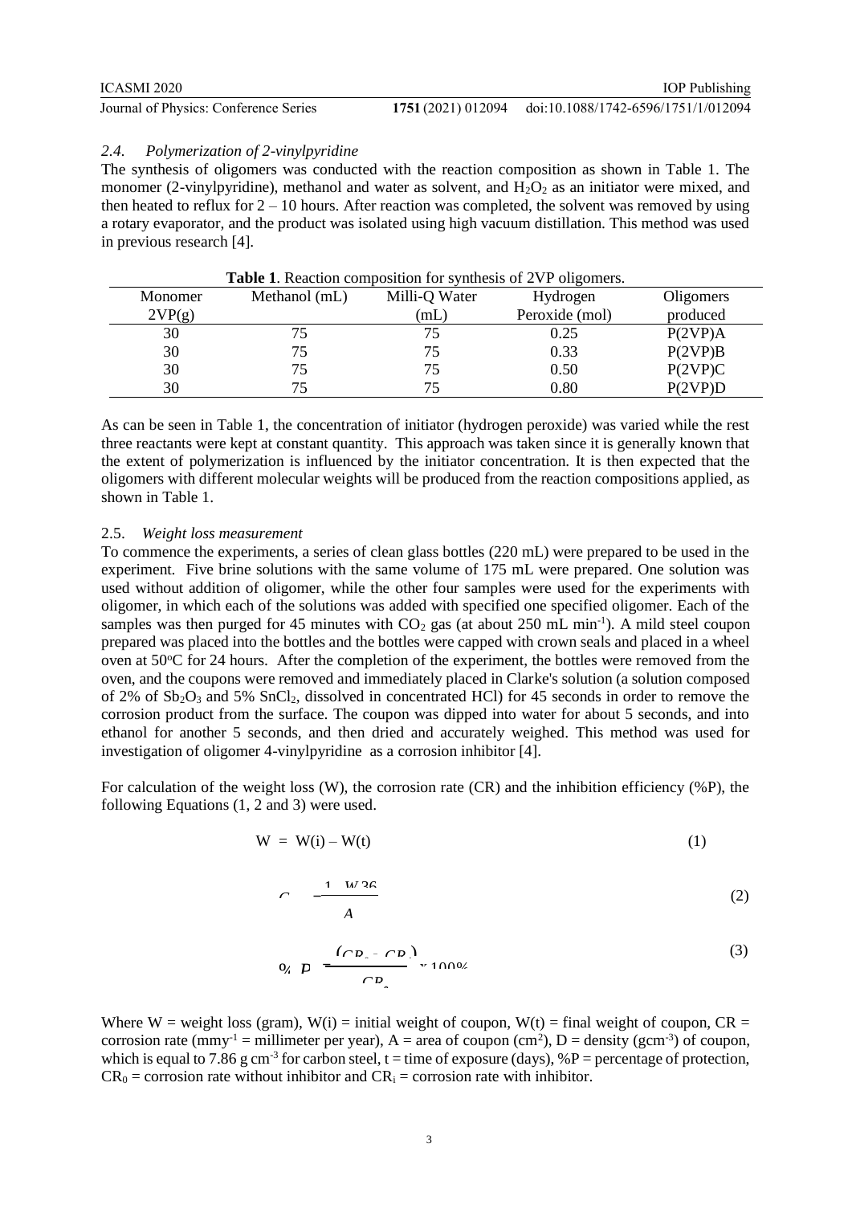### 2.4. *Polymerization of 2-vinylpyridine*

The synthesis of oligomers was conducted with the reaction composition as shown in Table 1. The monomer (2-vinylpyridine), methanol and water as solvent, and $H_2O_2$ as an initiator were mixed, and then heated to reflux for 2 – 10 hours. After reaction was completed, the solvent was removed by using a rotary evaporator, and the product was isolated using high vacuum distillation. This method was used in previous research [4].

**Table 1**. Reaction composition for synthesis of 2VP oligomers.

| Monomer 2VP(g) | Methanol (mL) | Milli-Q Water (mL) | Hydrogen Peroxide (mol) | Oligomers produced |
|---|---|---|---|---|
| 30 | 75 | 75 | 0.25 | P(2VP)A |
| 30 | 75 | 75 | 0.33 | P(2VP)B |
| 30 | 75 | 75 | 0.50 | P(2VP)C |
| 30 | 75 | 75 | 0.80 | P(2VP)D |

As can be seen in Table 1, the concentration of initiator (hydrogen peroxide) was varied while the rest three reactants were kept at constant quantity. This approach was taken since it is generally known that the extent of polymerization is influenced by the initiator concentration. It is then expected that the oligomers with different molecular weights will be produced from the reaction compositions applied, as shown in Table 1.

### 2.5. *Weight loss measurement*

To commence the experiments, a series of clean glass bottles (220 mL) were prepared to be used in the experiment. Five brine solutions with the same volume of 175 mL were prepared. One solution was used without addition of oligomer, while the other four samples were used for the experiments with oligomer, in which each of the solutions was added with specified one specified oligomer. Each of the samples was then purged for 45 minutes with $CO_2$ gas (at about 250 mL $min^{-1}$). A mild steel coupon prepared was placed into the bottles and the bottles were capped with crown seals and placed in a wheel oven at 50$^{o}$C for 24 hours. After the completion of the experiment, the bottles were removed from the oven, and the coupons were removed and immediately placed in Clarke's solution (a solution composed of 2% of $Sb_2O_3$ and 5% $SnCl_2$, dissolved in concentrated HCl) for 45 seconds in order to remove the corrosion product from the surface. The coupon was dipped into water for about 5 seconds, and into ethanol for another 5 seconds, and then dried and accurately weighed. This method was used for investigation of oligomer 4-vinylpyridine as a corrosion inhibitor [4].

For calculation of the weight loss (W), the corrosion rate (CR) and the inhibition efficiency (%P), the following Equations (1, 2 and 3) were used.

$$W = W(i) - W(t) \quad (1)$$

$$CR = \frac{10 \times W \times 365}{D \times A \times t} \quad (2)$$

$$\%P = \frac{(CR_0 - CR_i)}{CR_0} \times 100\% \quad (3)$$

Where W = weight loss (gram), W(i) = initial weight of coupon, W(t) = final weight of coupon, CR = corrosion rate ($mmy^{-1}$ = millimeter per year), A = area of coupon ($cm^2$), D = density ($gcm^{-3}$) of coupon, which is equal to 7.86 g $cm^{-3}$ for carbon steel, t = time of exposure (days), %P = percentage of protection, $CR_0$ = corrosion rate without inhibitor and $CR_i$ = corrosion rate with inhibitor.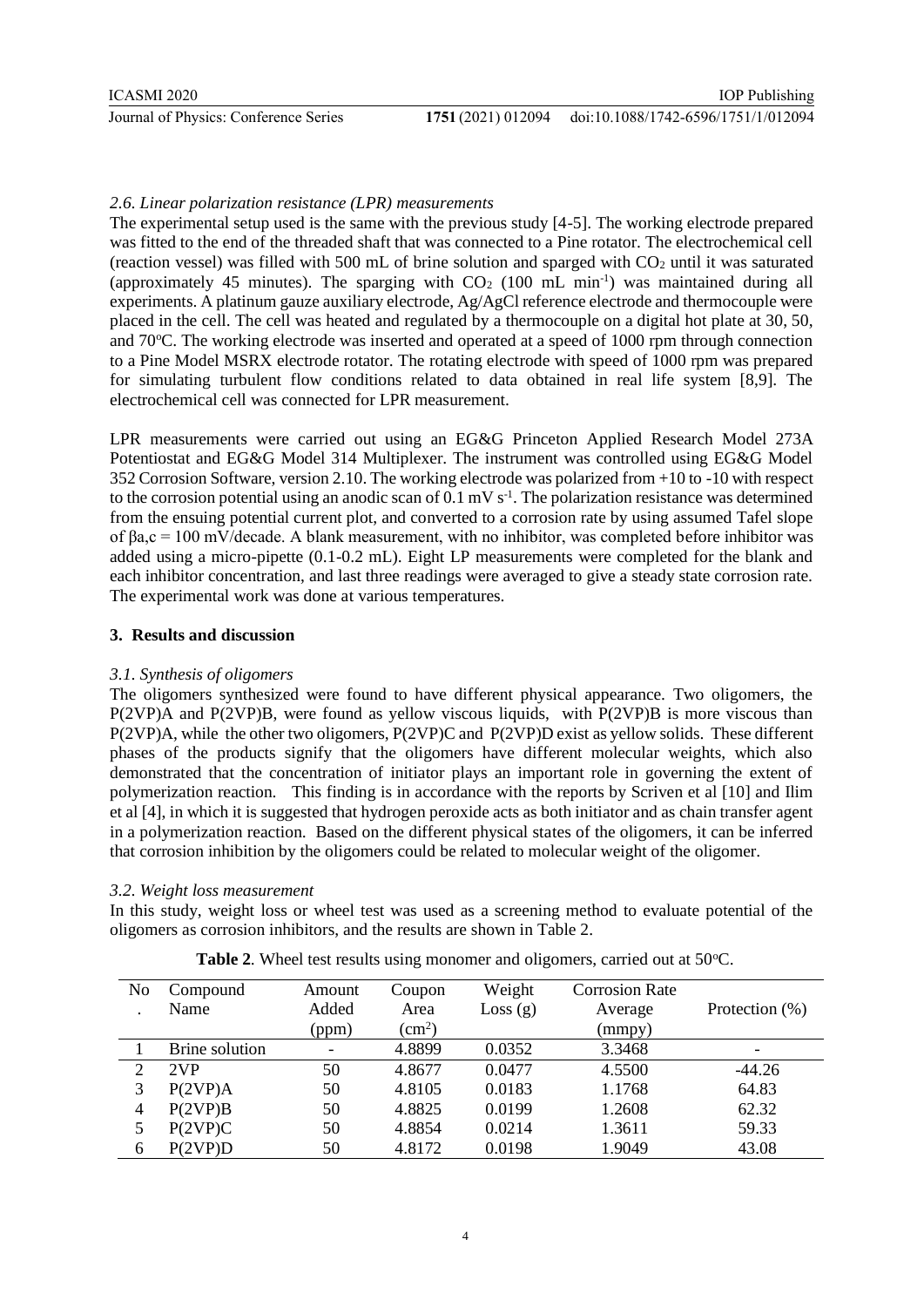### *2.6. Linear polarization resistance (LPR) measurements*

The experimental setup used is the same with the previous study [4-5]. The working electrode prepared was fitted to the end of the threaded shaft that was connected to a Pine rotator. The electrochemical cell (reaction vessel) was filled with 500 mL of brine solution and sparged with $CO_2$ until it was saturated (approximately 45 minutes). The sparging with $CO_2$ (100 mL min$^{-1}$) was maintained during all experiments. A platinum gauze auxiliary electrode, Ag/AgCl reference electrode and thermocouple were placed in the cell. The cell was heated and regulated by a thermocouple on a digital hot plate at 30, 50, and 70$^{o}$C. The working electrode was inserted and operated at a speed of 1000 rpm through connection to a Pine Model MSRX electrode rotator. The rotating electrode with speed of 1000 rpm was prepared for simulating turbulent flow conditions related to data obtained in real life system [8,9]. The electrochemical cell was connected for LPR measurement.

LPR measurements were carried out using an EG&G Princeton Applied Research Model 273A Potentiostat and EG&G Model 314 Multiplexer. The instrument was controlled using EG&G Model 352 Corrosion Software, version 2.10. The working electrode was polarized from +10 to -10 with respect to the corrosion potential using an anodic scan of 0.1 mV s$^{-1}$. The polarization resistance was determined from the ensuing potential current plot, and converted to a corrosion rate by using assumed Tafel slope of $\beta a,c$ = 100 mV/decade. A blank measurement, with no inhibitor, was completed before inhibitor was added using a micro-pipette (0.1-0.2 mL). Eight LP measurements were completed for the blank and each inhibitor concentration, and last three readings were averaged to give a steady state corrosion rate. The experimental work was done at various temperatures.

## 3. Results and discussion

### *3.1. Synthesis of oligomers*

The oligomers synthesized were found to have different physical appearance. Two oligomers, the P(2VP)A and P(2VP)B, were found as yellow viscous liquids, with P(2VP)B is more viscous than P(2VP)A, while the other two oligomers, P(2VP)C and P(2VP)D exist as yellow solids. These different phases of the products signify that the oligomers have different molecular weights, which also demonstrated that the concentration of initiator plays an important role in governing the extent of polymerization reaction. This finding is in accordance with the reports by Scriven et al [10] and Ilim et al [4], in which it is suggested that hydrogen peroxide acts as both initiator and as chain transfer agent in a polymerization reaction. Based on the different physical states of the oligomers, it can be inferred that corrosion inhibition by the oligomers could be related to molecular weight of the oligomer.

### *3.2. Weight loss measurement*

In this study, weight loss or wheel test was used as a screening method to evaluate potential of the oligomers as corrosion inhibitors, and the results are shown in Table 2.

**Table 2**. Wheel test results using monomer and oligomers, carried out at 50$^{o}$C.

| No. | Compound Name | Amount Added (ppm) | Coupon Area (cm$^2$) | Weight Loss (g) | Corrosion Rate Average (mmpy) | Protection (%) |
|---|---|---|---|---|---|---|
| 1 | Brine solution | - | 4.8899 | 0.0352 | 3.3468 | - |
| 2 | 2VP | 50 | 4.8677 | 0.0477 | 4.5500 | -44.26 |
| 3 | P(2VP)A | 50 | 4.8105 | 0.0183 | 1.1768 | 64.83 |
| 4 | P(2VP)B | 50 | 4.8825 | 0.0199 | 1.2608 | 62.32 |
| 5 | P(2VP)C | 50 | 4.8854 | 0.0214 | 1.3611 | 59.33 |
| 6 | P(2VP)D | 50 | 4.8172 | 0.0198 | 1.9049 | 43.08 |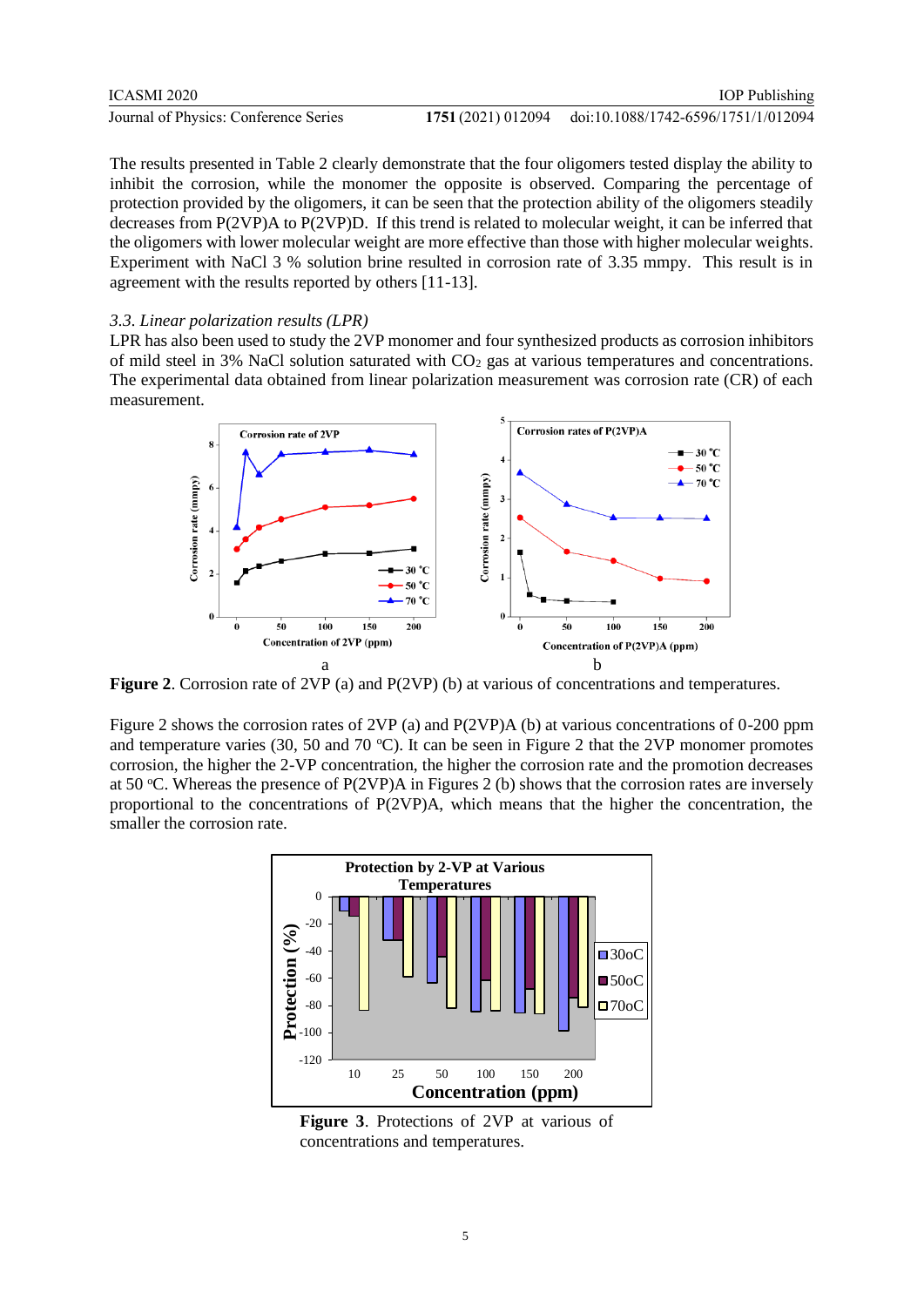The results presented in Table 2 clearly demonstrate that the four oligomers tested display the ability to inhibit the corrosion, while the monomer the opposite is observed. Comparing the percentage of protection provided by the oligomers, it can be seen that the protection ability of the oligomers steadily decreases from P(2VP)A to P(2VP)D. If this trend is related to molecular weight, it can be inferred that the oligomers with lower molecular weight are more effective than those with higher molecular weights. Experiment with NaCl 3 % solution brine resulted in corrosion rate of 3.35 mmpy. This result is in agreement with the results reported by others [11-13].

### *3.3. Linear polarization results (LPR)*

LPR has also been used to study the 2VP monomer and four synthesized products as corrosion inhibitors of mild steel in 3% NaCl solution saturated with $CO_2$ gas at various temperatures and concentrations. The experimental data obtained from linear polarization measurement was corrosion rate (CR) of each measurement.

**Figure 2**. Corrosion rate of 2VP (a) and P(2VP) (b) at various of concentrations and temperatures.

Figure 2 shows the corrosion rates of 2VP (a) and P(2VP)A (b) at various concentrations of 0-200 ppm and temperature varies (30, 50 and 70 $^oC$). It can be seen in Figure 2 that the 2VP monomer promotes corrosion, the higher the 2-VP concentration, the higher the corrosion rate and the promotion decreases at 50 $^oC$. Whereas the presence of P(2VP)A in Figures 2 (b) shows that the corrosion rates are inversely proportional to the concentrations of P(2VP)A, which means that the higher the concentration, the smaller the corrosion rate.

**Figure 3**. Protections of 2VP at various of concentrations and temperatures.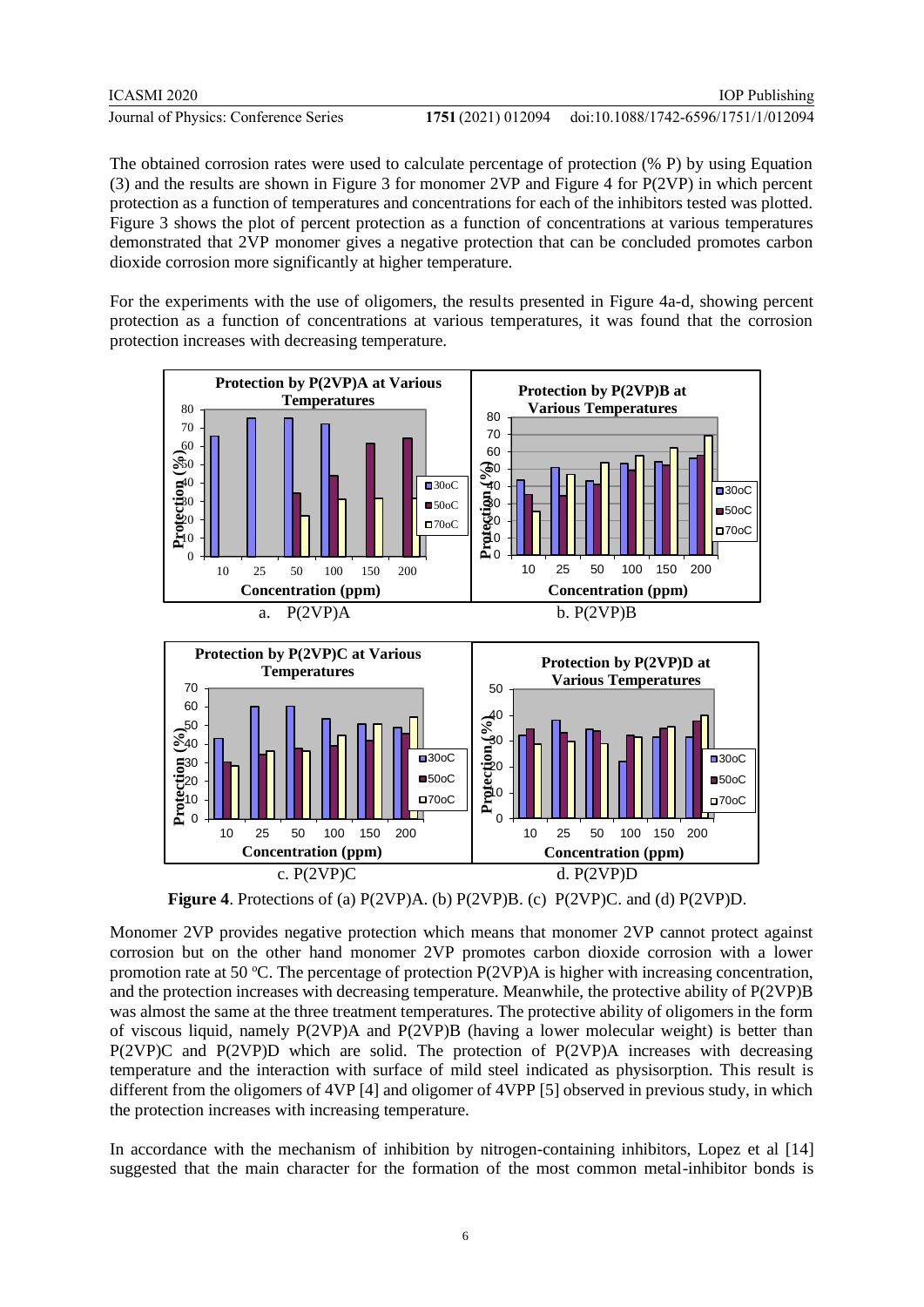The obtained corrosion rates were used to calculate percentage of protection (% P) by using Equation (3) and the results are shown in Figure 3 for monomer 2VP and Figure 4 for P(2VP) in which percent protection as a function of temperatures and concentrations for each of the inhibitors tested was plotted. Figure 3 shows the plot of percent protection as a function of concentrations at various temperatures demonstrated that 2VP monomer gives a negative protection that can be concluded promotes carbon dioxide corrosion more significantly at higher temperature.

For the experiments with the use of oligomers, the results presented in Figure 4a-d, showing percent protection as a function of concentrations at various temperatures, it was found that the corrosion protection increases with decreasing temperature.

**Figure 4**. Protections of (a) P(2VP)A. (b) P(2VP)B. (c) P(2VP)C. and (d) P(2VP)D.

Monomer 2VP provides negative protection which means that monomer 2VP cannot protect against corrosion but on the other hand monomer 2VP promotes carbon dioxide corrosion with a lower promotion rate at 50 °C. The percentage of protection P(2VP)A is higher with increasing concentration, and the protection increases with decreasing temperature. Meanwhile, the protective ability of P(2VP)B was almost the same at the three treatment temperatures. The protective ability of oligomers in the form of viscous liquid, namely P(2VP)A and P(2VP)B (having a lower molecular weight) is better than P(2VP)C and P(2VP)D which are solid. The protection of P(2VP)A increases with decreasing temperature and the interaction with surface of mild steel indicated as physisorption. This result is different from the oligomers of 4VP [4] and oligomer of 4VPP [5] observed in previous study, in which the protection increases with increasing temperature.

In accordance with the mechanism of inhibition by nitrogen-containing inhibitors, Lopez et al [14] suggested that the main character for the formation of the most common metal-inhibitor bonds is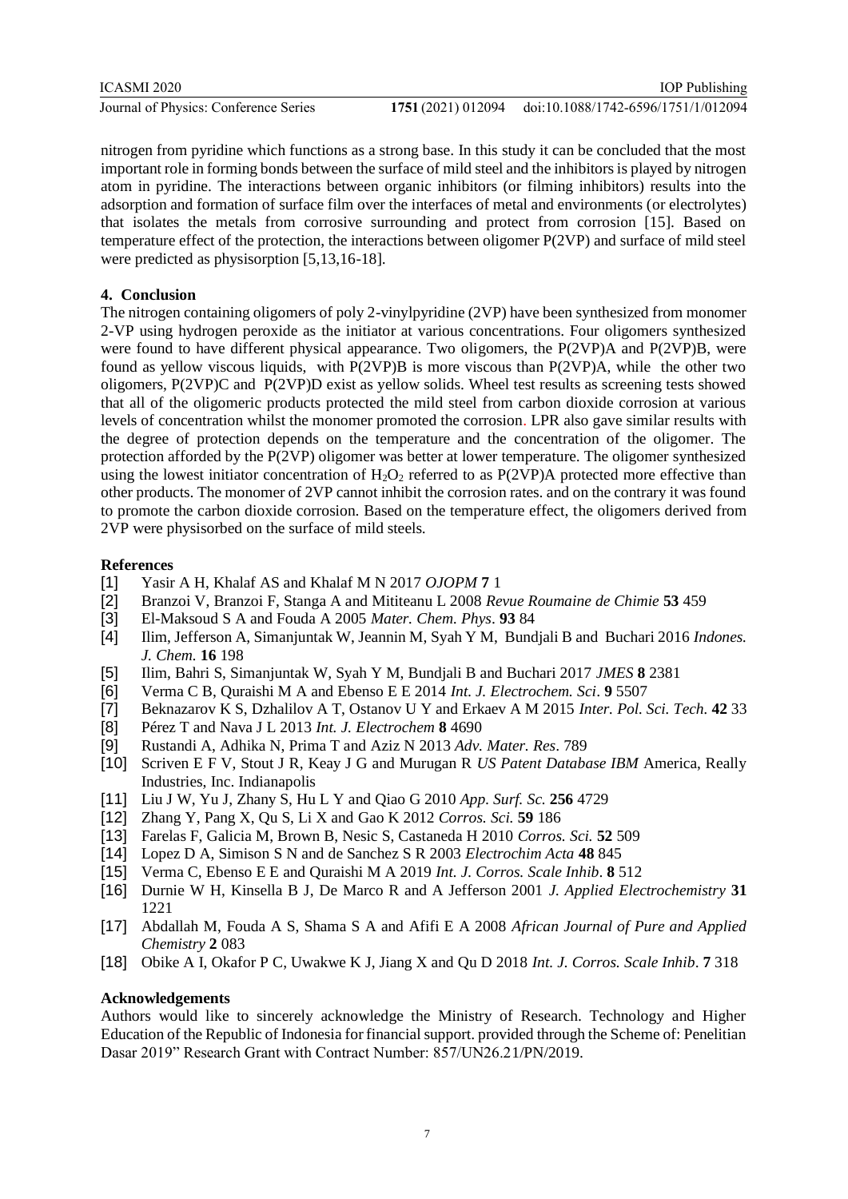nitrogen from pyridine which functions as a strong base. In this study it can be concluded that the most important role in forming bonds between the surface of mild steel and the inhibitors is played by nitrogen atom in pyridine. The interactions between organic inhibitors (or filming inhibitors) results into the adsorption and formation of surface film over the interfaces of metal and environments (or electrolytes) that isolates the metals from corrosive surrounding and protect from corrosion [15]. Based on temperature effect of the protection, the interactions between oligomer P(2VP) and surface of mild steel were predicted as physisorption [5,13,16-18].

## 4. Conclusion

The nitrogen containing oligomers of poly 2-vinylpyridine (2VP) have been synthesized from monomer 2-VP using hydrogen peroxide as the initiator at various concentrations. Four oligomers synthesized were found to have different physical appearance. Two oligomers, the P(2VP)A and P(2VP)B, were found as yellow viscous liquids, with P(2VP)B is more viscous than P(2VP)A, while the other two oligomers, P(2VP)C and P(2VP)D exist as yellow solids. Wheel test results as screening tests showed that all of the oligomeric products protected the mild steel from carbon dioxide corrosion at various levels of concentration whilst the monomer promoted the corrosion. LPR also gave similar results with the degree of protection depends on the temperature and the concentration of the oligomer. The protection afforded by the P(2VP) oligomer was better at lower temperature. The oligomer synthesized using the lowest initiator concentration of $H_2O_2$ referred to as P(2VP)A protected more effective than other products. The monomer of 2VP cannot inhibit the corrosion rates. and on the contrary it was found to promote the carbon dioxide corrosion. Based on the temperature effect, the oligomers derived from 2VP were physisorbed on the surface of mild steels.

## References

[1] Yasir A H, Khalaf AS and Khalaf M N 2017 *OJOPM* **7** 1

[2] Branzoi V, Branzoi F, Stanga A and Mititeanu L 2008 *Revue Roumaine de Chimie* **53** 459

[3] El-Maksoud S A and Fouda A 2005 *Mater. Chem. Phys*. **93** 84

[4] Ilim, Jefferson A, Simanjuntak W, Jeannin M, Syah Y M, Bundjali B and Buchari 2016 *Indones. J. Chem.* **16** 198

[5] Ilim, Bahri S, Simanjuntak W, Syah Y M, Bundjali B and Buchari 2017 *JMES* **8** 2381

[6] Verma C B, Quraishi M A and Ebenso E E 2014 *Int. J. Electrochem. Sci*. **9** 5507

[7] Beknazarov K S, Dzhalilov A T, Ostanov U Y and Erkaev A M 2015 *Inter. Pol. Sci. Tech.* **42** 33

[8] Pérez T and Nava J L 2013 *Int. J. Electrochem* **8** 4690

[9] Rustandi A, Adhika N, Prima T and Aziz N 2013 *Adv. Mater. Res*. 789

[10] Scriven E F V, Stout J R, Keay J G and Murugan R *US Patent Database IBM* America, Really Industries, Inc. Indianapolis

[11] Liu J W, Yu J, Zhany S, Hu L Y and Qiao G 2010 *App. Surf. Sc.* **256** 4729

[12] Zhang Y, Pang X, Qu S, Li X and Gao K 2012 *Corros. Sci.* **59** 186

[13] Farelas F, Galicia M, Brown B, Nesic S, Castaneda H 2010 *Corros. Sci.* **52** 509

[14] Lopez D A, Simison S N and de Sanchez S R 2003 *Electrochim Acta* **48** 845

[15] Verma C, Ebenso E E and Quraishi M A 2019 *Int. J. Corros. Scale Inhib*. **8** 512

[16] Durnie W H, Kinsella B J, De Marco R and A Jefferson 2001 *J. Applied Electrochemistry* **31** 1221

[17] Abdallah M, Fouda A S, Shama S A and Afifi E A 2008 *African Journal of Pure and Applied Chemistry* **2** 083

[18] Obike A I, Okafor P C, Uwakwe K J, Jiang X and Qu D 2018 *Int. J. Corros. Scale Inhib*. **7** 318

## Acknowledgements

Authors would like to sincerely acknowledge the Ministry of Research. Technology and Higher Education of the Republic of Indonesia for financial support. provided through the Scheme of: Penelitian Dasar 2019" Research Grant with Contract Number: 857/UN26.21/PN/2019.